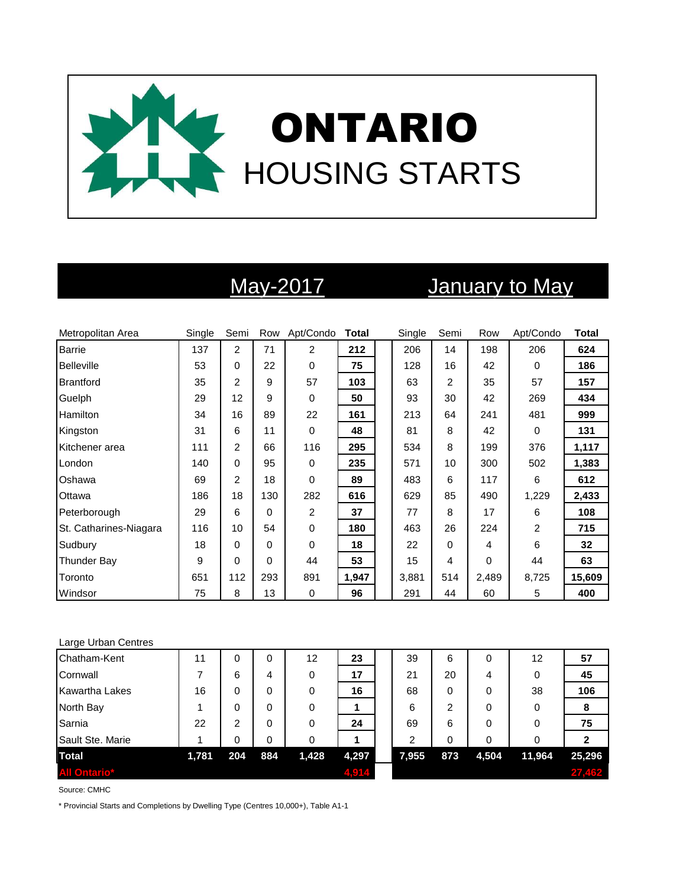# ONTARIO

## HOUSING STARTS

| Metropolitan Area | May-2017 | | | | | January to May | | | | |
|---|---|---|---|---|---|---|---|---|---|---|
| | Single | Semi | Row | Apt/Condo | **Total** | Single | Semi | Row | Apt/Condo | **Total** |
| Barrie | 137 | 2 | 71 | 2 | **212** | 206 | 14 | 198 | 206 | **624** |
| Belleville | 53 | 0 | 22 | 0 | **75** | 128 | 16 | 42 | 0 | **186** |
| Brantford | 35 | 2 | 9 | 57 | **103** | 63 | 2 | 35 | 57 | **157** |
| Guelph | 29 | 12 | 9 | 0 | **50** | 93 | 30 | 42 | 269 | **434** |
| Hamilton | 34 | 16 | 89 | 22 | **161** | 213 | 64 | 241 | 481 | **999** |
| Kingston | 31 | 6 | 11 | 0 | **48** | 81 | 8 | 42 | 0 | **131** |
| Kitchener area | 111 | 2 | 66 | 116 | **295** | 534 | 8 | 199 | 376 | **1,117** |
| London | 140 | 0 | 95 | 0 | **235** | 571 | 10 | 300 | 502 | **1,383** |
| Oshawa | 69 | 2 | 18 | 0 | **89** | 483 | 6 | 117 | 6 | **612** |
| Ottawa | 186 | 18 | 130 | 282 | **616** | 629 | 85 | 490 | 1,229 | **2,433** |
| Peterborough | 29 | 6 | 0 | 2 | **37** | 77 | 8 | 17 | 6 | **108** |
| St. Catharines-Niagara | 116 | 10 | 54 | 0 | **180** | 463 | 26 | 224 | 2 | **715** |
| Sudbury | 18 | 0 | 0 | 0 | **18** | 22 | 0 | 4 | 6 | **32** |
| Thunder Bay | 9 | 0 | 0 | 44 | **53** | 15 | 4 | 0 | 44 | **63** |
| Toronto | 651 | 112 | 293 | 891 | **1,947** | 3,881 | 514 | 2,489 | 8,725 | **15,609** |
| Windsor | 75 | 8 | 13 | 0 | **96** | 291 | 44 | 60 | 5 | **400** |
| **Large Urban Centres** | | | | | | | | | | |
| Chatham-Kent | 11 | 0 | 0 | 12 | **23** | 39 | 6 | 0 | 12 | **57** |
| Cornwall | 7 | 6 | 4 | 0 | **17** | 21 | 20 | 4 | 0 | **45** |
| Kawartha Lakes | 16 | 0 | 0 | 0 | **16** | 68 | 0 | 0 | 38 | **106** |
| North Bay | 1 | 0 | 0 | 0 | **1** | 6 | 2 | 0 | 0 | **8** |
| Sarnia | 22 | 2 | 0 | 0 | **24** | 69 | 6 | 0 | 0 | **75** |
| Sault Ste. Marie | 1 | 0 | 0 | 0 | **1** | 2 | 0 | 0 | 0 | **2** |
| **Total** | **1,781** | **204** | **884** | **1,428** | **4,297** | **7,955** | **873** | **4,504** | **11,964** | **25,296** |
| **All Ontario*** | | | | | **4,914** | | | | | **27,462** |

Source: CMHC

* Provincial Starts and Completions by Dwelling Type (Centres 10,000+), Table A1-1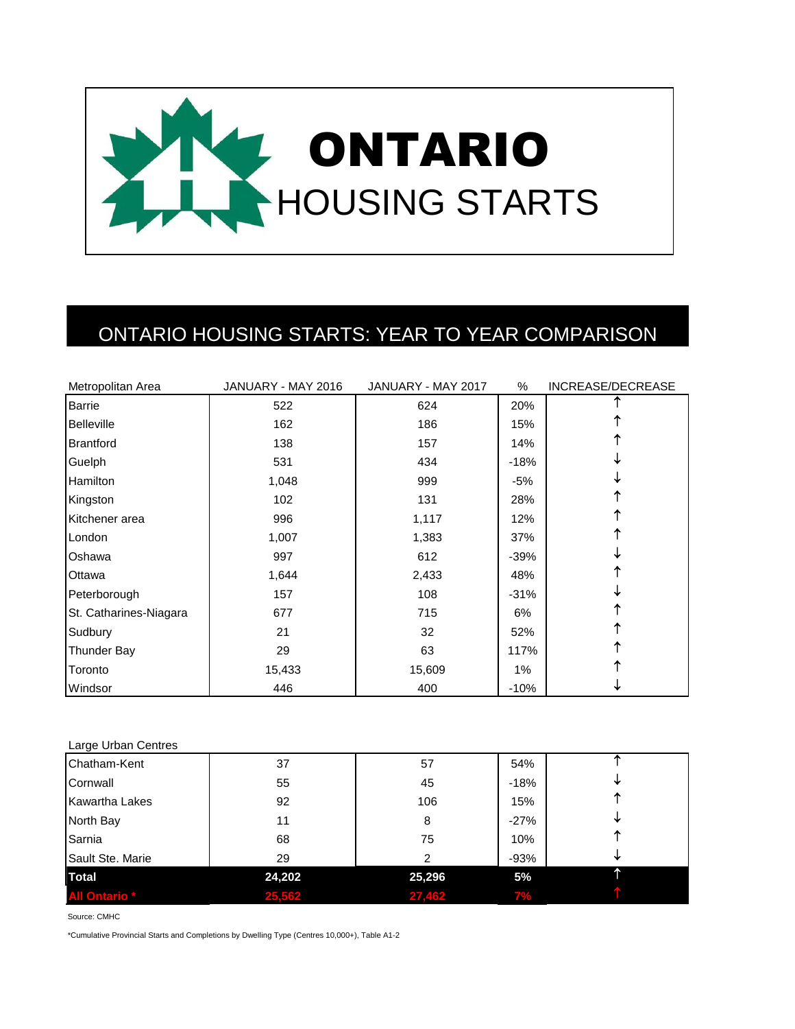# ONTARIO
## HOUSING STARTS

## ONTARIO HOUSING STARTS: YEAR TO YEAR COMPARISON

| Metropolitan Area | JANUARY - MAY 2016 | JANUARY - MAY 2017 | % | INCREASE/DECREASE |
|---|---|---|---|---|
| Barrie | 522 | 624 | 20% | ↑ |
| Belleville | 162 | 186 | 15% | ↑ |
| Brantford | 138 | 157 | 14% | ↑ |
| Guelph | 531 | 434 | -18% | ↓ |
| Hamilton | 1,048 | 999 | -5% | ↓ |
| Kingston | 102 | 131 | 28% | ↑ |
| Kitchener area | 996 | 1,117 | 12% | ↑ |
| London | 1,007 | 1,383 | 37% | ↑ |
| Oshawa | 997 | 612 | -39% | ↓ |
| Ottawa | 1,644 | 2,433 | 48% | ↑ |
| Peterborough | 157 | 108 | -31% | ↓ |
| St. Catharines-Niagara | 677 | 715 | 6% | ↑ |
| Sudbury | 21 | 32 | 52% | ↑ |
| Thunder Bay | 29 | 63 | 117% | ↑ |
| Toronto | 15,433 | 15,609 | 1% | ↑ |
| Windsor | 446 | 400 | -10% | ↓ |
| **Large Urban Centres** | | | | |
| Chatham-Kent | 37 | 57 | 54% | ↑ |
| Cornwall | 55 | 45 | -18% | ↓ |
| Kawartha Lakes | 92 | 106 | 15% | ↑ |
| North Bay | 11 | 8 | -27% | ↓ |
| Sarnia | 68 | 75 | 10% | ↑ |
| Sault Ste. Marie | 29 | 2 | -93% | ↓ |
| **Total** | **24,202** | **25,296** | **5%** | ↑ |
| **All Ontario *** | **25,562** | **27,462** | **7%** | ↑ |

Source: CMHC

*Cumulative Provincial Starts and Completions by Dwelling Type (Centres 10,000+), Table A1-2